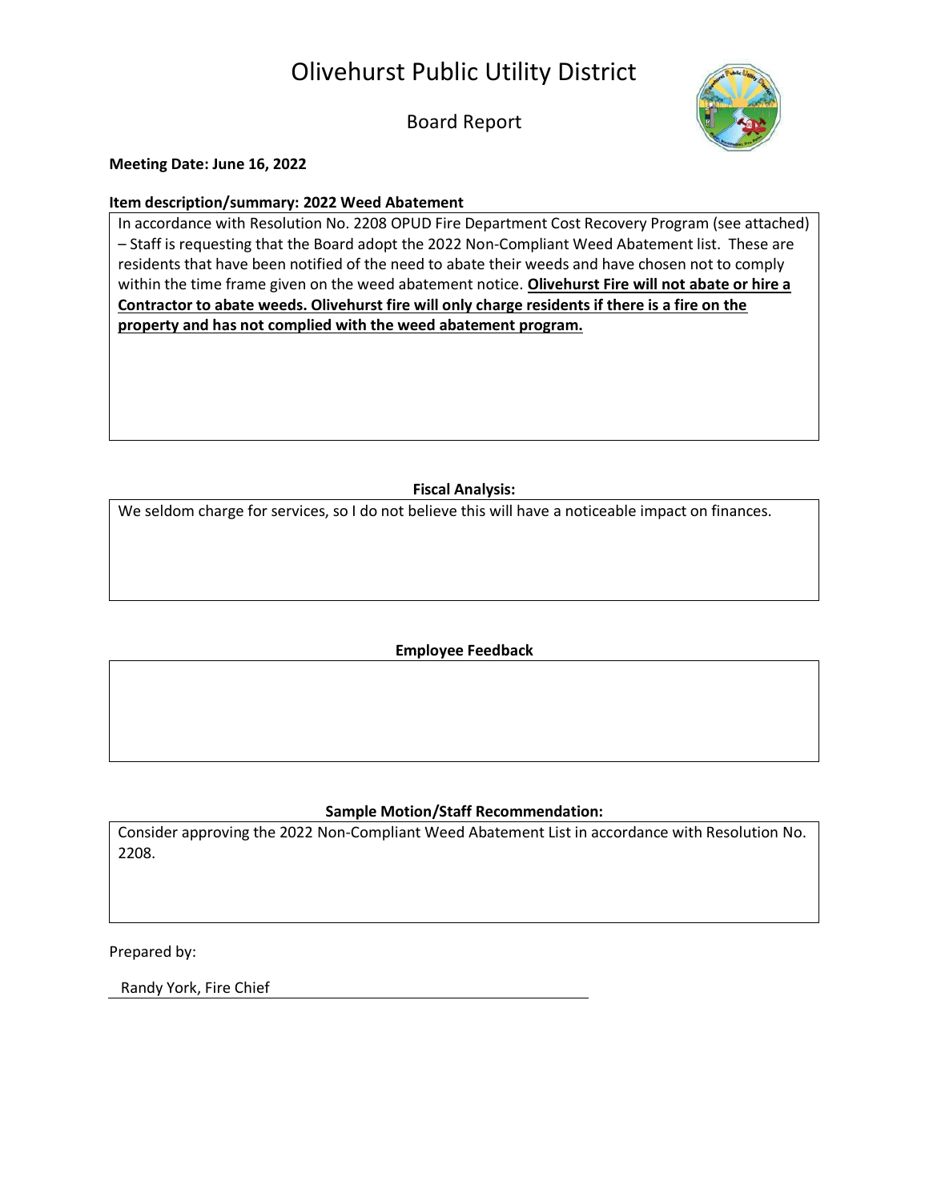# Olivehurst Public Utility District

## Board Report

**Meeting Date: June 16, 2022**

**Item description/summary: 2022 Weed Abatement**

In accordance with Resolution No. 2208 OPUD Fire Department Cost Recovery Program (see attached) – Staff is requesting that the Board adopt the 2022 Non-Compliant Weed Abatement list. These are residents that have been notified of the need to abate their weeds and have chosen not to comply within the time frame given on the weed abatement notice. **Olivehurst Fire will not abate or hire a Contractor to abate weeds. Olivehurst fire will only charge residents if there is a fire on the property and has not complied with the weed abatement program.**

**Fiscal Analysis:**

We seldom charge for services, so I do not believe this will have a noticeable impact on finances.

**Employee Feedback**

**Sample Motion/Staff Recommendation:**

Consider approving the 2022 Non-Compliant Weed Abatement List in accordance with Resolution No. 2208.

Prepared by:

Randy York, Fire Chief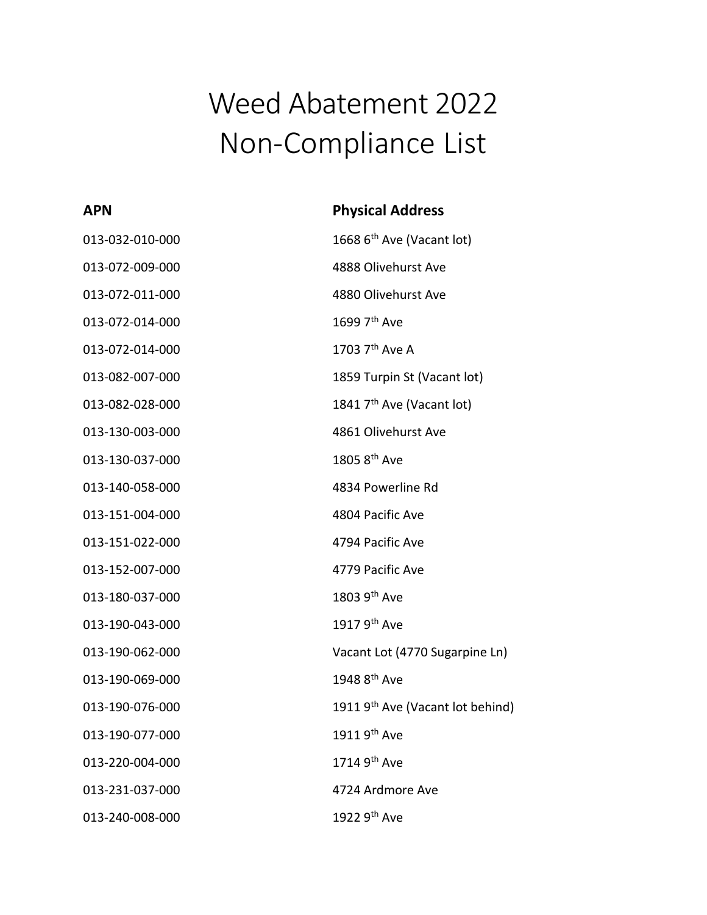# Weed Abatement 2022 Non-Compliance List

| APN | Physical Address |
|---|---|
| 013-032-010-000 | 1668 6th Ave (Vacant lot) |
| 013-072-009-000 | 4888 Olivehurst Ave |
| 013-072-011-000 | 4880 Olivehurst Ave |
| 013-072-014-000 | 1699 7th Ave |
| 013-072-014-000 | 1703 7th Ave A |
| 013-082-007-000 | 1859 Turpin St (Vacant lot) |
| 013-082-028-000 | 1841 7th Ave (Vacant lot) |
| 013-130-003-000 | 4861 Olivehurst Ave |
| 013-130-037-000 | 1805 8th Ave |
| 013-140-058-000 | 4834 Powerline Rd |
| 013-151-004-000 | 4804 Pacific Ave |
| 013-151-022-000 | 4794 Pacific Ave |
| 013-152-007-000 | 4779 Pacific Ave |
| 013-180-037-000 | 1803 9th Ave |
| 013-190-043-000 | 1917 9th Ave |
| 013-190-062-000 | Vacant Lot (4770 Sugarpine Ln) |
| 013-190-069-000 | 1948 8th Ave |
| 013-190-076-000 | 1911 9th Ave (Vacant lot behind) |
| 013-190-077-000 | 1911 9th Ave |
| 013-220-004-000 | 1714 9th Ave |
| 013-231-037-000 | 4724 Ardmore Ave |
| 013-240-008-000 | 1922 9th Ave |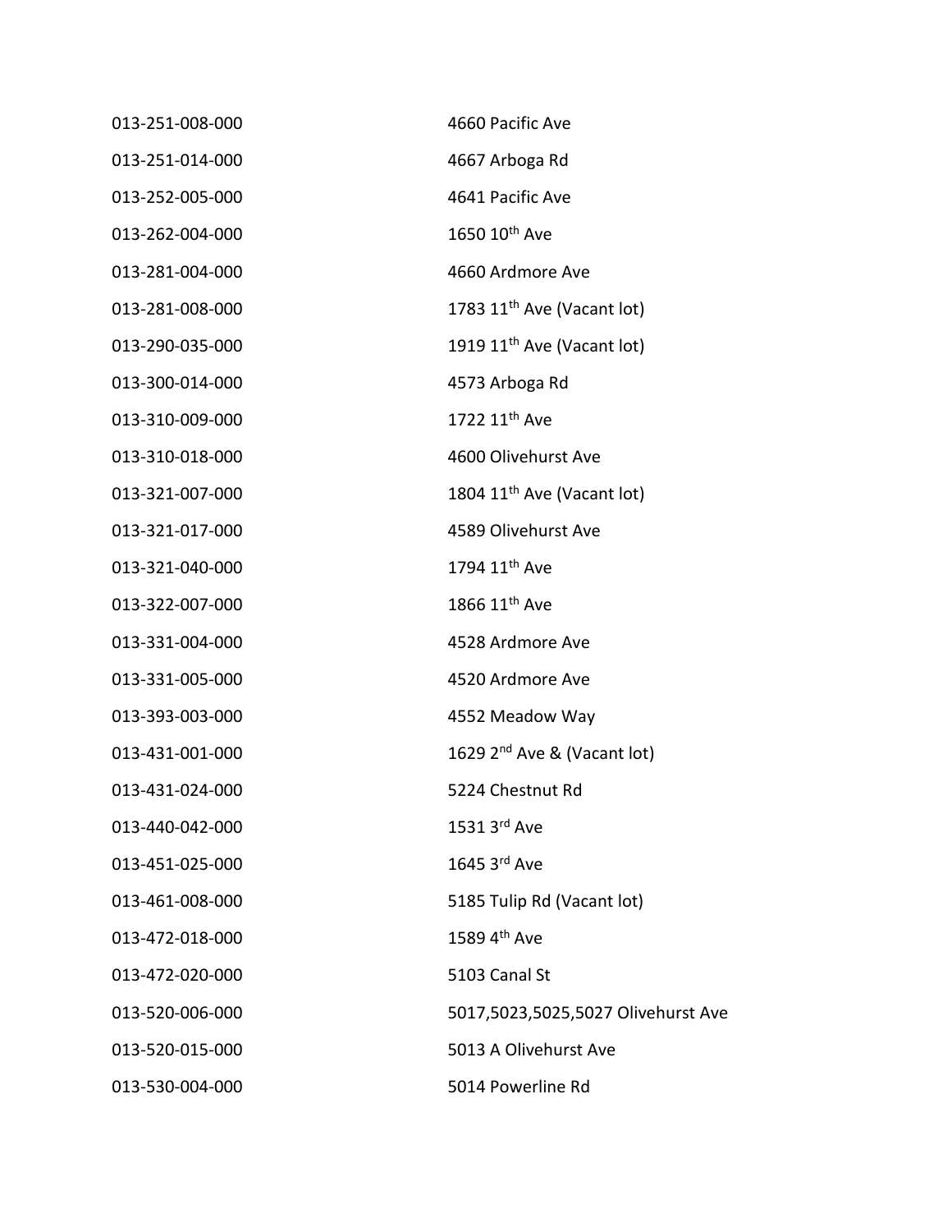| | |
|---|---|
| 013-251-008-000 | 4660 Pacific Ave |
| 013-251-014-000 | 4667 Arboga Rd |
| 013-252-005-000 | 4641 Pacific Ave |
| 013-262-004-000 | 1650 10th Ave |
| 013-281-004-000 | 4660 Ardmore Ave |
| 013-281-008-000 | 1783 11th Ave (Vacant lot) |
| 013-290-035-000 | 1919 11th Ave (Vacant lot) |
| 013-300-014-000 | 4573 Arboga Rd |
| 013-310-009-000 | 1722 11th Ave |
| 013-310-018-000 | 4600 Olivehurst Ave |
| 013-321-007-000 | 1804 11th Ave (Vacant lot) |
| 013-321-017-000 | 4589 Olivehurst Ave |
| 013-321-040-000 | 1794 11th Ave |
| 013-322-007-000 | 1866 11th Ave |
| 013-331-004-000 | 4528 Ardmore Ave |
| 013-331-005-000 | 4520 Ardmore Ave |
| 013-393-003-000 | 4552 Meadow Way |
| 013-431-001-000 | 1629 2nd Ave & (Vacant lot) |
| 013-431-024-000 | 5224 Chestnut Rd |
| 013-440-042-000 | 1531 3rd Ave |
| 013-451-025-000 | 1645 3rd Ave |
| 013-461-008-000 | 5185 Tulip Rd (Vacant lot) |
| 013-472-018-000 | 1589 4th Ave |
| 013-472-020-000 | 5103 Canal St |
| 013-520-006-000 | 5017,5023,5025,5027 Olivehurst Ave |
| 013-520-015-000 | 5013 A Olivehurst Ave |
| 013-530-004-000 | 5014 Powerline Rd |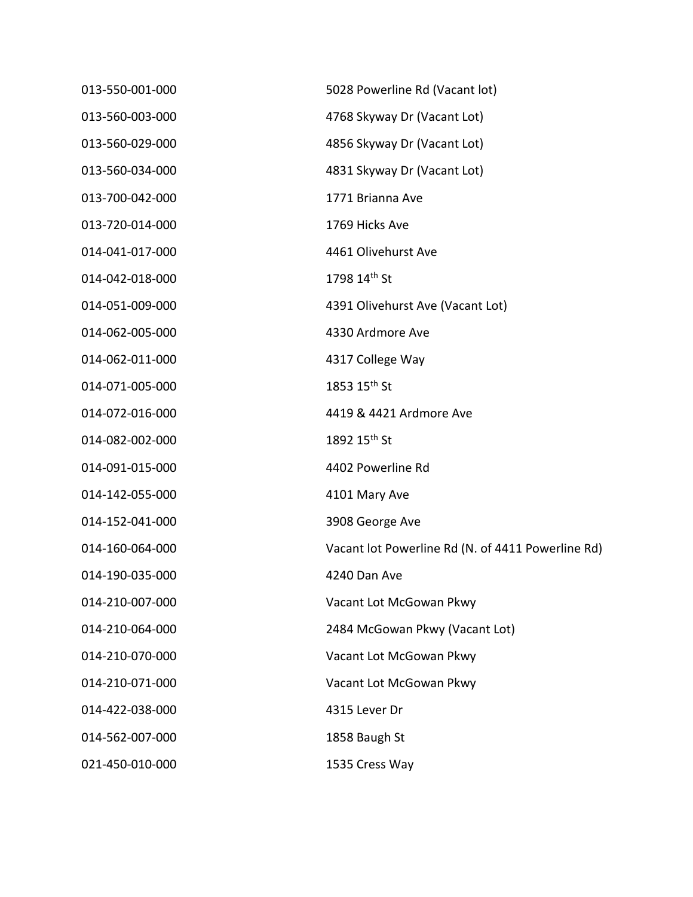| | |
|---|---|
| 013-550-001-000 | 5028 Powerline Rd (Vacant lot) |
| 013-560-003-000 | 4768 Skyway Dr (Vacant Lot) |
| 013-560-029-000 | 4856 Skyway Dr (Vacant Lot) |
| 013-560-034-000 | 4831 Skyway Dr (Vacant Lot) |
| 013-700-042-000 | 1771 Brianna Ave |
| 013-720-014-000 | 1769 Hicks Ave |
| 014-041-017-000 | 4461 Olivehurst Ave |
| 014-042-018-000 | 1798 14th St |
| 014-051-009-000 | 4391 Olivehurst Ave (Vacant Lot) |
| 014-062-005-000 | 4330 Ardmore Ave |
| 014-062-011-000 | 4317 College Way |
| 014-071-005-000 | 1853 15th St |
| 014-072-016-000 | 4419 & 4421 Ardmore Ave |
| 014-082-002-000 | 1892 15th St |
| 014-091-015-000 | 4402 Powerline Rd |
| 014-142-055-000 | 4101 Mary Ave |
| 014-152-041-000 | 3908 George Ave |
| 014-160-064-000 | Vacant lot Powerline Rd (N. of 4411 Powerline Rd) |
| 014-190-035-000 | 4240 Dan Ave |
| 014-210-007-000 | Vacant Lot McGowan Pkwy |
| 014-210-064-000 | 2484 McGowan Pkwy (Vacant Lot) |
| 014-210-070-000 | Vacant Lot McGowan Pkwy |
| 014-210-071-000 | Vacant Lot McGowan Pkwy |
| 014-422-038-000 | 4315 Lever Dr |
| 014-562-007-000 | 1858 Baugh St |
| 021-450-010-000 | 1535 Cress Way |